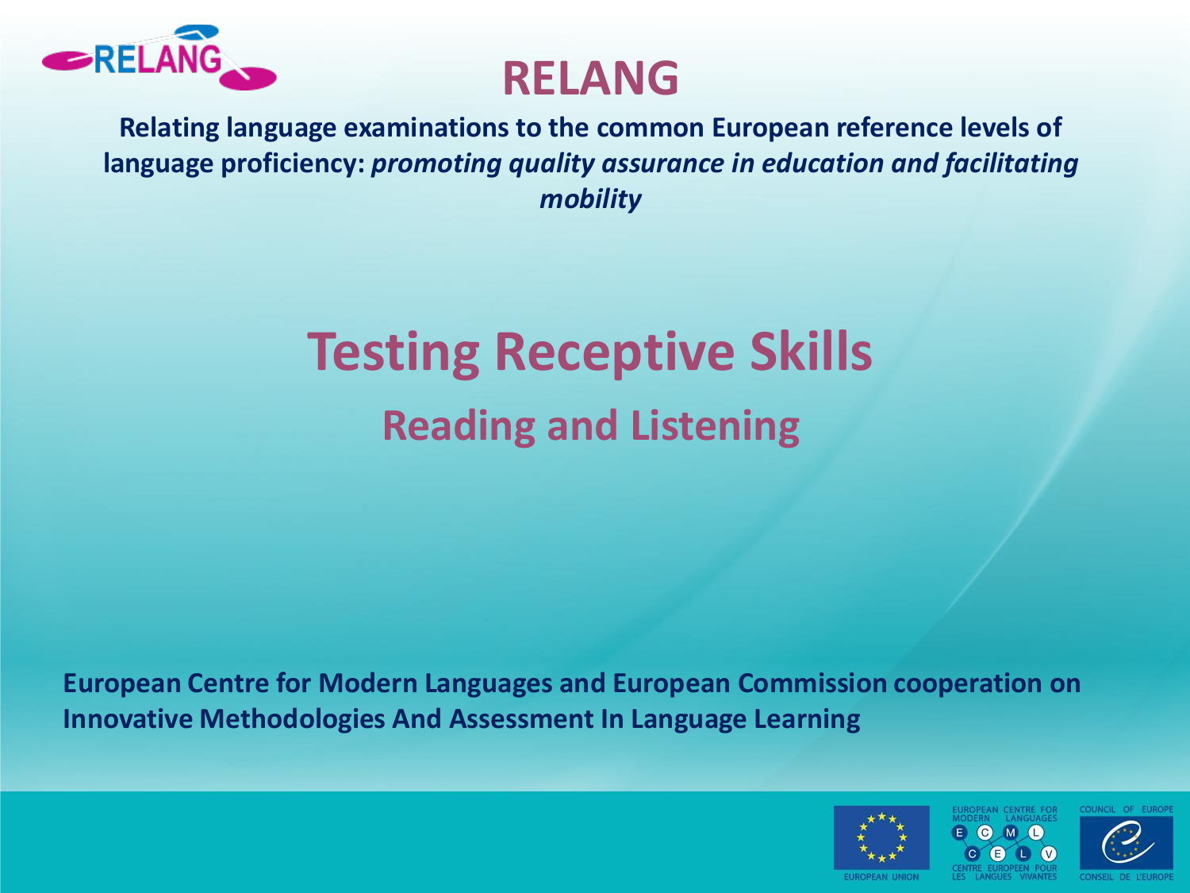# RELANG

**Relating language examinations to the common European reference levels of language proficiency:** ***promoting quality assurance in education and facilitating mobility***

## Testing Receptive Skills

### Reading and Listening

**European Centre for Modern Languages and European Commission cooperation on Innovative Methodologies And Assessment In Language Learning**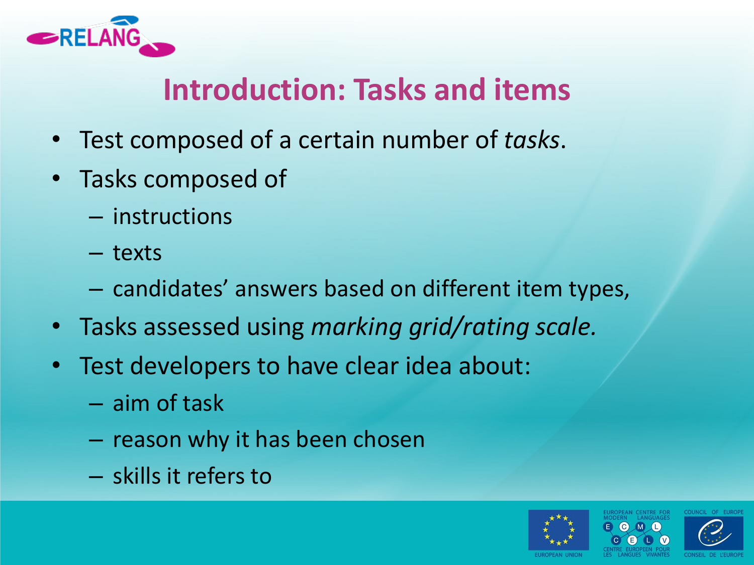## Introduction: Tasks and items

- Test composed of a certain number of *tasks*.
- Tasks composed of
  - instructions
  - texts
  - candidates' answers based on different item types,
- Tasks assessed using *marking grid/rating scale.*
- Test developers to have clear idea about:
  - aim of task
  - reason why it has been chosen
  - skills it refers to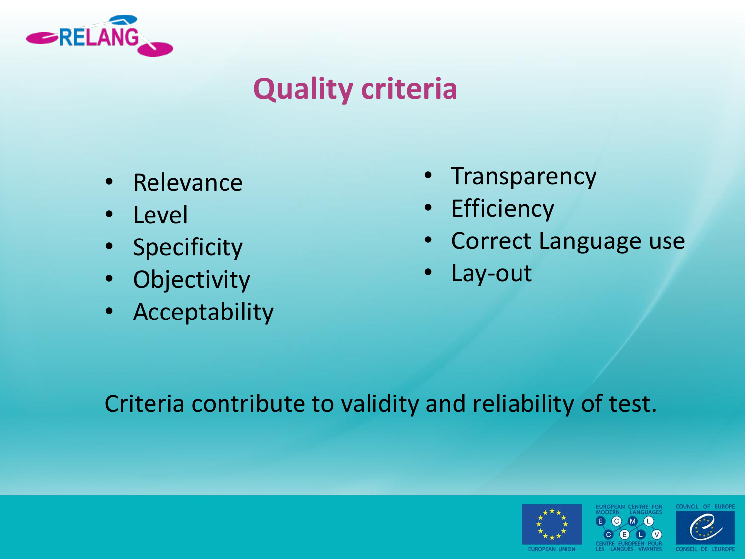# Quality criteria

- Relevance
- Level
- Specificity
- Objectivity
- Acceptability
- Transparency
- Efficiency
- Correct Language use
- Lay-out

Criteria contribute to validity and reliability of test.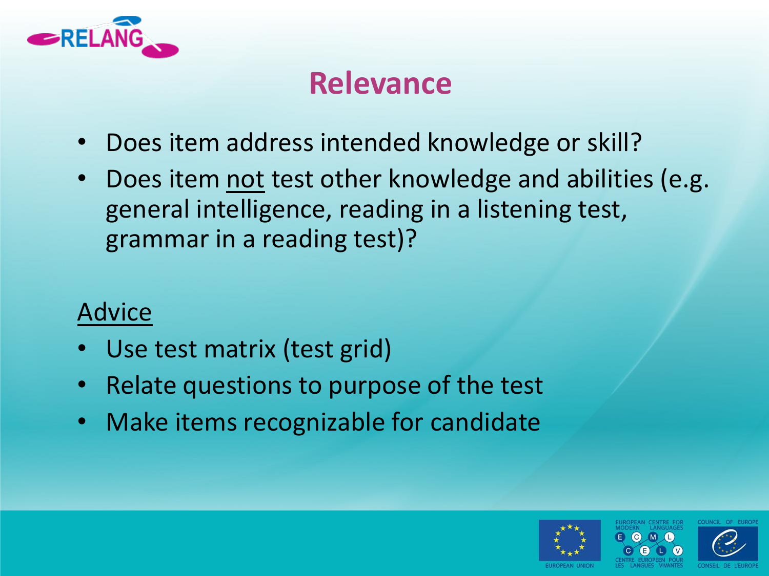# Relevance

- Does item address intended knowledge or skill?
- Does item <u>not</u> test other knowledge and abilities (e.g. general intelligence, reading in a listening test, grammar in a reading test)?

<u>Advice</u>

- Use test matrix (test grid)
- Relate questions to purpose of the test
- Make items recognizable for candidate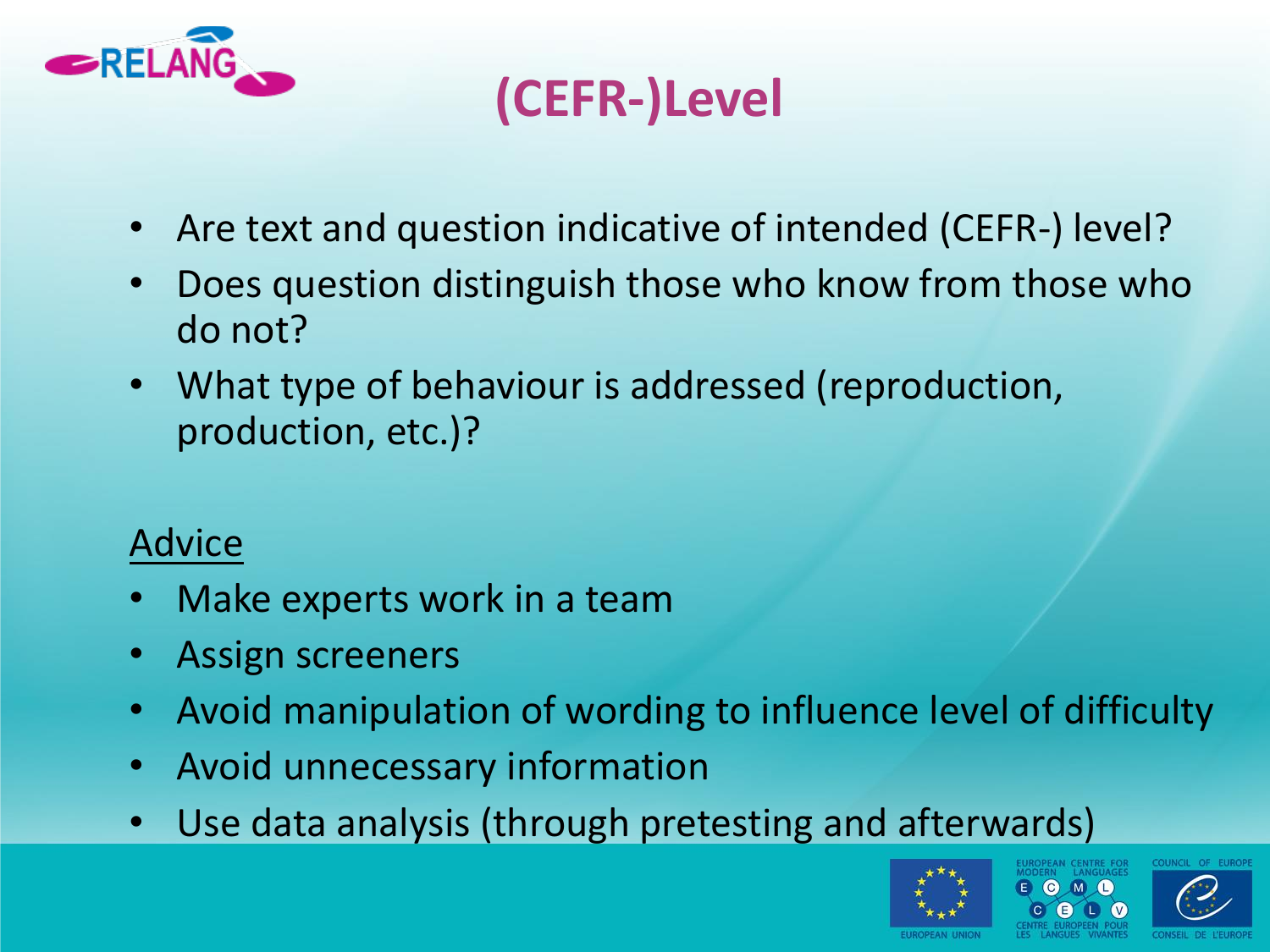# (CEFR-)Level

- Are text and question indicative of intended (CEFR-) level?
- Does question distinguish those who know from those who do not?
- What type of behaviour is addressed (reproduction, production, etc.)?

Advice

- Make experts work in a team
- Assign screeners
- Avoid manipulation of wording to influence level of difficulty
- Avoid unnecessary information
- Use data analysis (through pretesting and afterwards)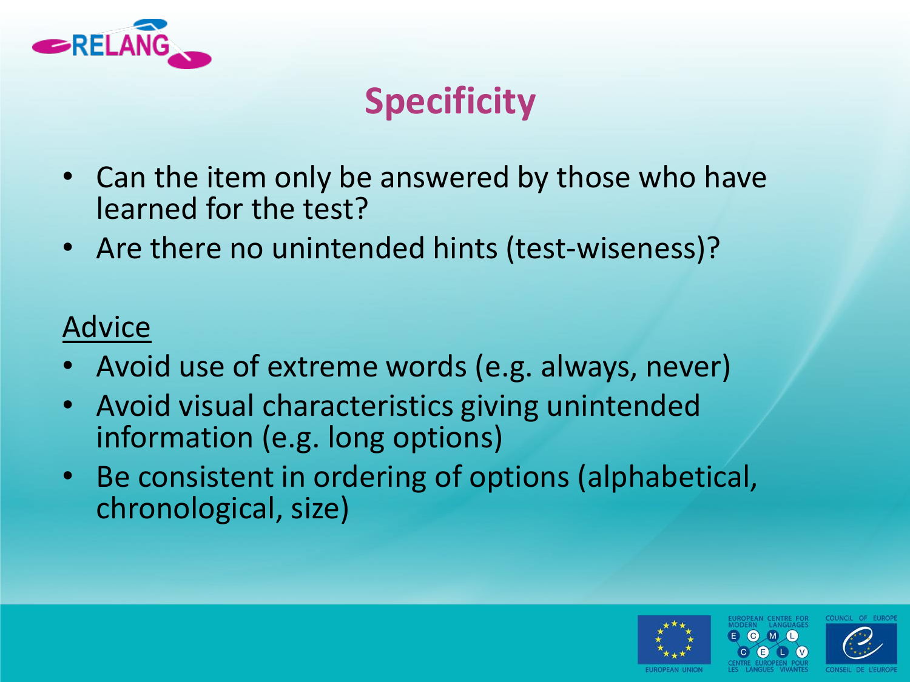# Specificity

- Can the item only be answered by those who have learned for the test?
- Are there no unintended hints (test-wiseness)?

Advice

- Avoid use of extreme words (e.g. always, never)
- Avoid visual characteristics giving unintended information (e.g. long options)
- Be consistent in ordering of options (alphabetical, chronological, size)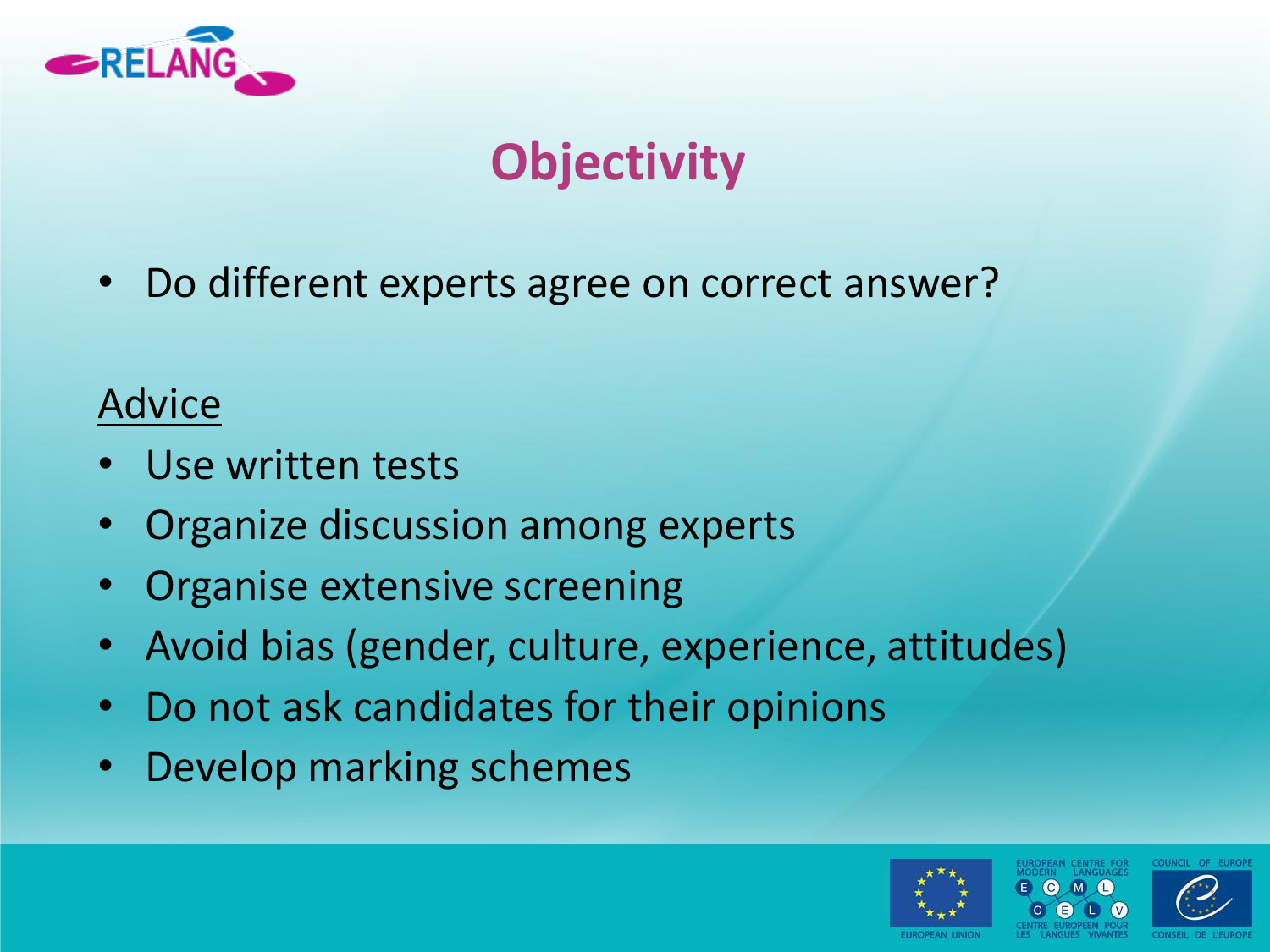# Objectivity

- Do different experts agree on correct answer?

<u>Advice</u>

- Use written tests
- Organize discussion among experts
- Organise extensive screening
- Avoid bias (gender, culture, experience, attitudes)
- Do not ask candidates for their opinions
- Develop marking schemes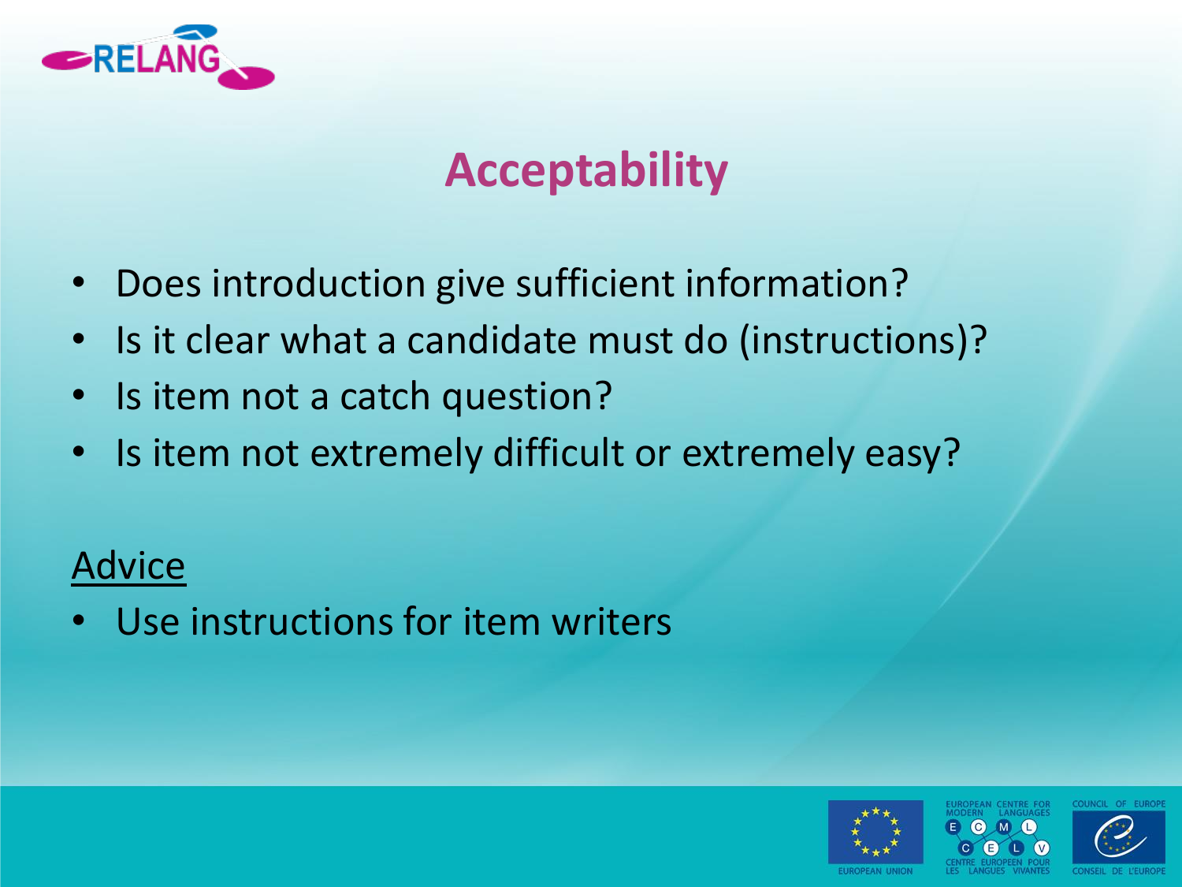# Acceptability

- Does introduction give sufficient information?
- Is it clear what a candidate must do (instructions)?
- Is item not a catch question?
- Is item not extremely difficult or extremely easy?

Advice

- Use instructions for item writers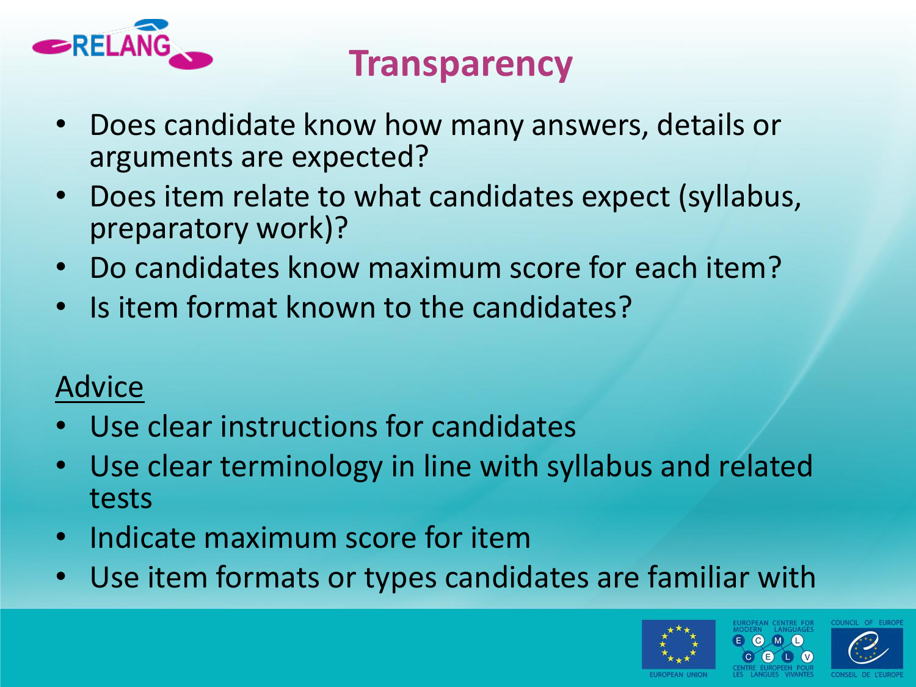# Transparency

- Does candidate know how many answers, details or arguments are expected?
- Does item relate to what candidates expect (syllabus, preparatory work)?
- Do candidates know maximum score for each item?
- Is item format known to the candidates?

<u>Advice</u>

- Use clear instructions for candidates
- Use clear terminology in line with syllabus and related tests
- Indicate maximum score for item
- Use item formats or types candidates are familiar with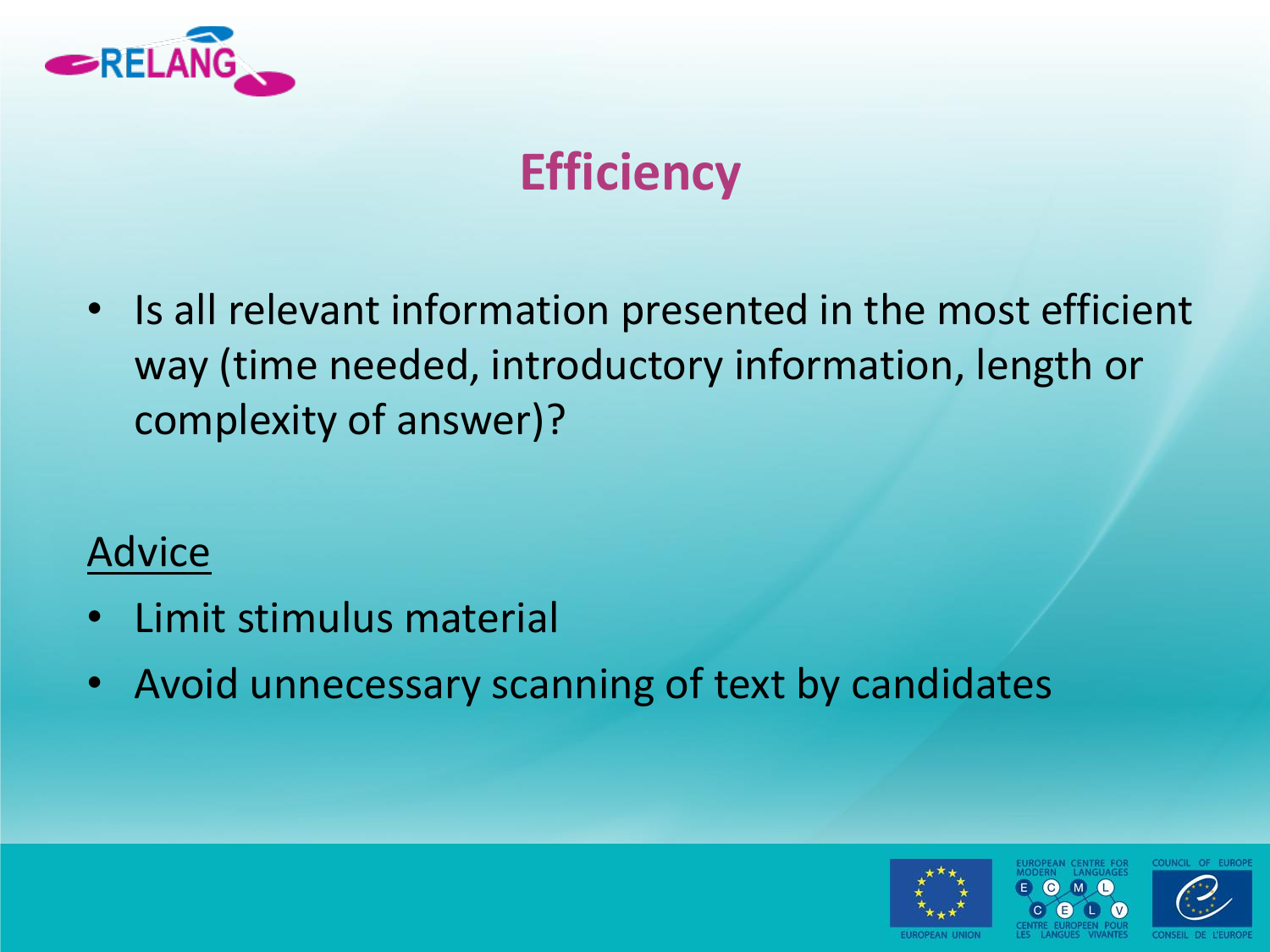# Efficiency

- Is all relevant information presented in the most efficient way (time needed, introductory information, length or complexity of answer)?

<u>Advice</u>

- Limit stimulus material
- Avoid unnecessary scanning of text by candidates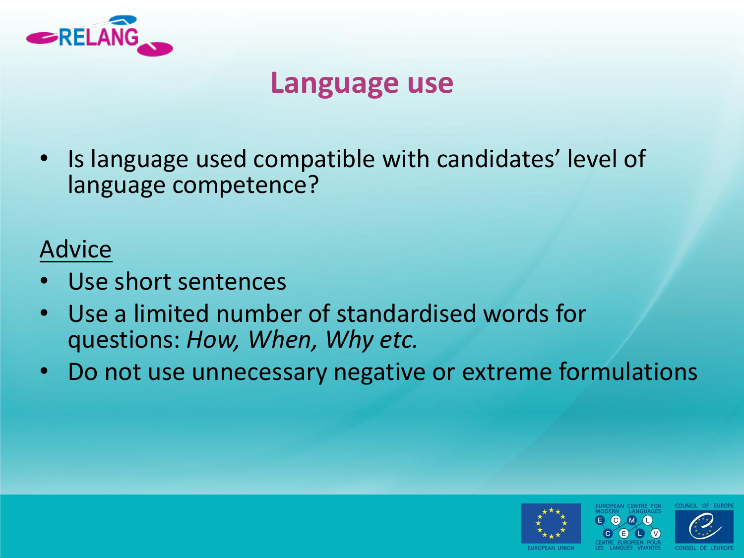## Language use

- Is language used compatible with candidates' level of language competence?

Advice

- Use short sentences
- Use a limited number of standardised words for questions: *How, When, Why etc.*
- Do not use unnecessary negative or extreme formulations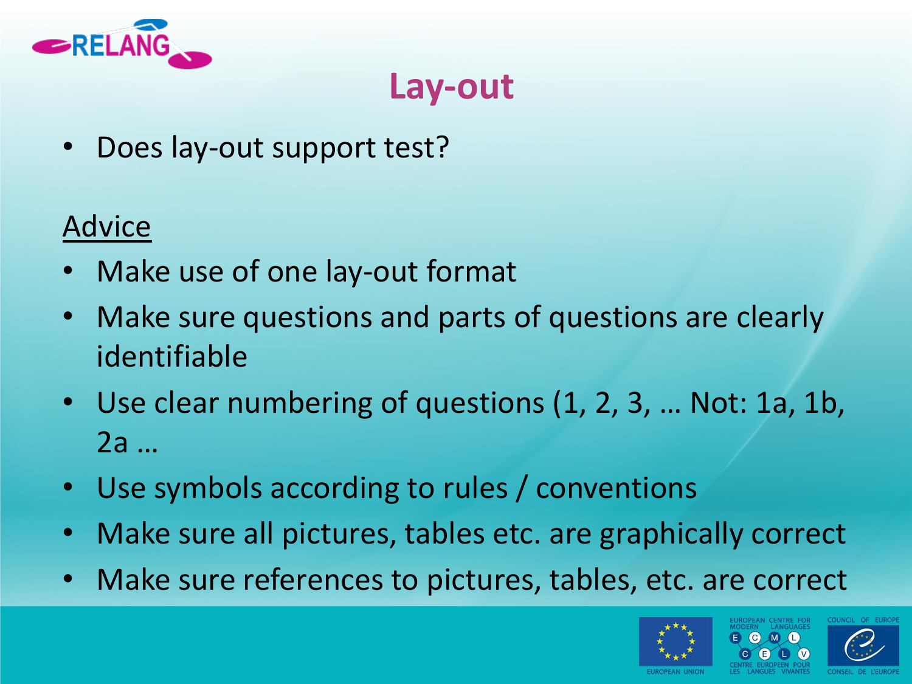# Lay-out

- Does lay-out support test?

<u>Advice</u>

- Make use of one lay-out format
- Make sure questions and parts of questions are clearly identifiable
- Use clear numbering of questions (1, 2, 3, … Not: 1a, 1b, 2a …
- Use symbols according to rules / conventions
- Make sure all pictures, tables etc. are graphically correct
- Make sure references to pictures, tables, etc. are correct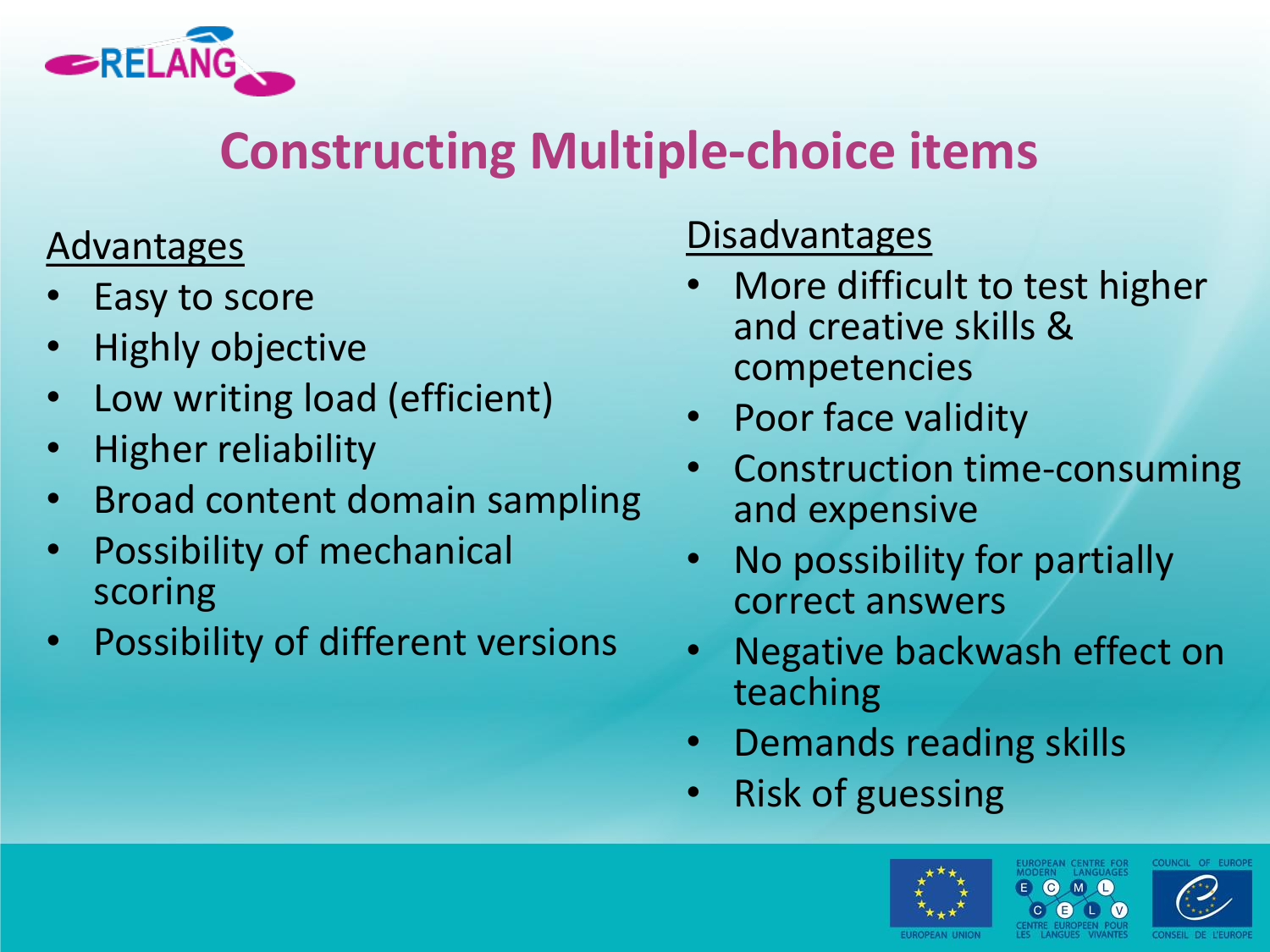# Constructing Multiple-choice items

**Advantages**

- Easy to score
- Highly objective
- Low writing load (efficient)
- Higher reliability
- Broad content domain sampling
- Possibility of mechanical scoring
- Possibility of different versions

**Disadvantages**

- More difficult to test higher and creative skills & competencies
- Poor face validity
- Construction time-consuming and expensive
- No possibility for partially correct answers
- Negative backwash effect on teaching
- Demands reading skills
- Risk of guessing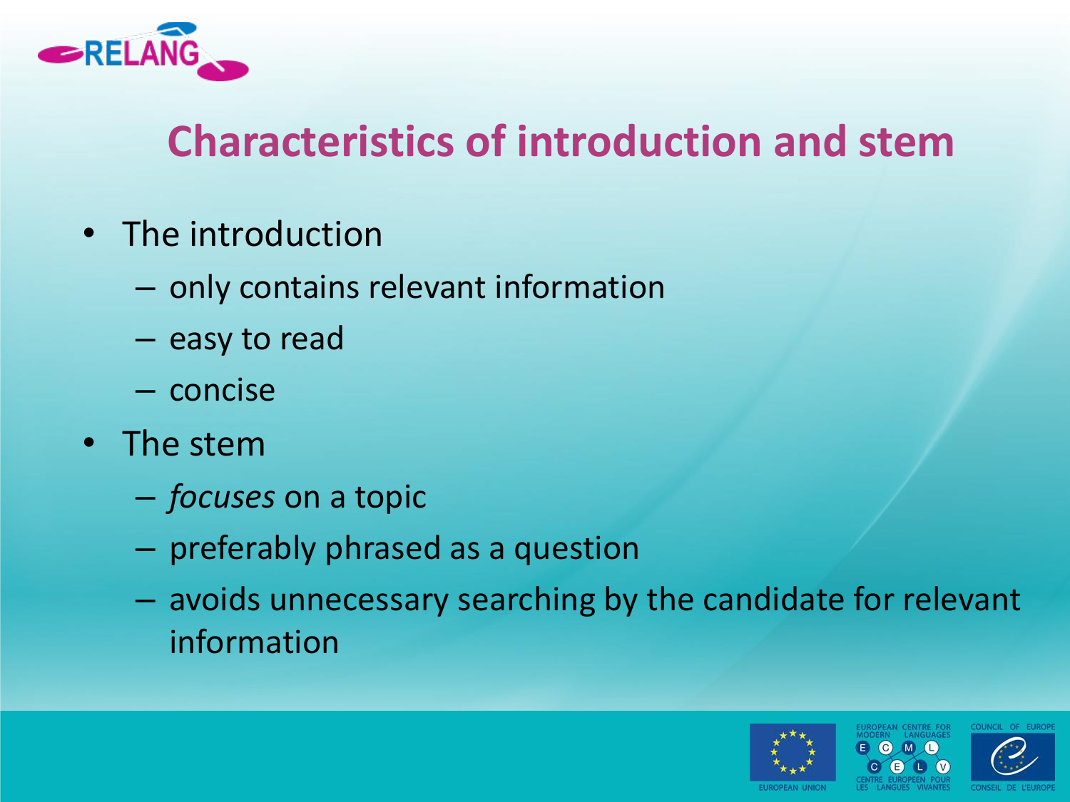# Characteristics of introduction and stem

- The introduction
  - only contains relevant information
  - easy to read
  - concise
- The stem
  - *focuses* on a topic
  - preferably phrased as a question
  - avoids unnecessary searching by the candidate for relevant information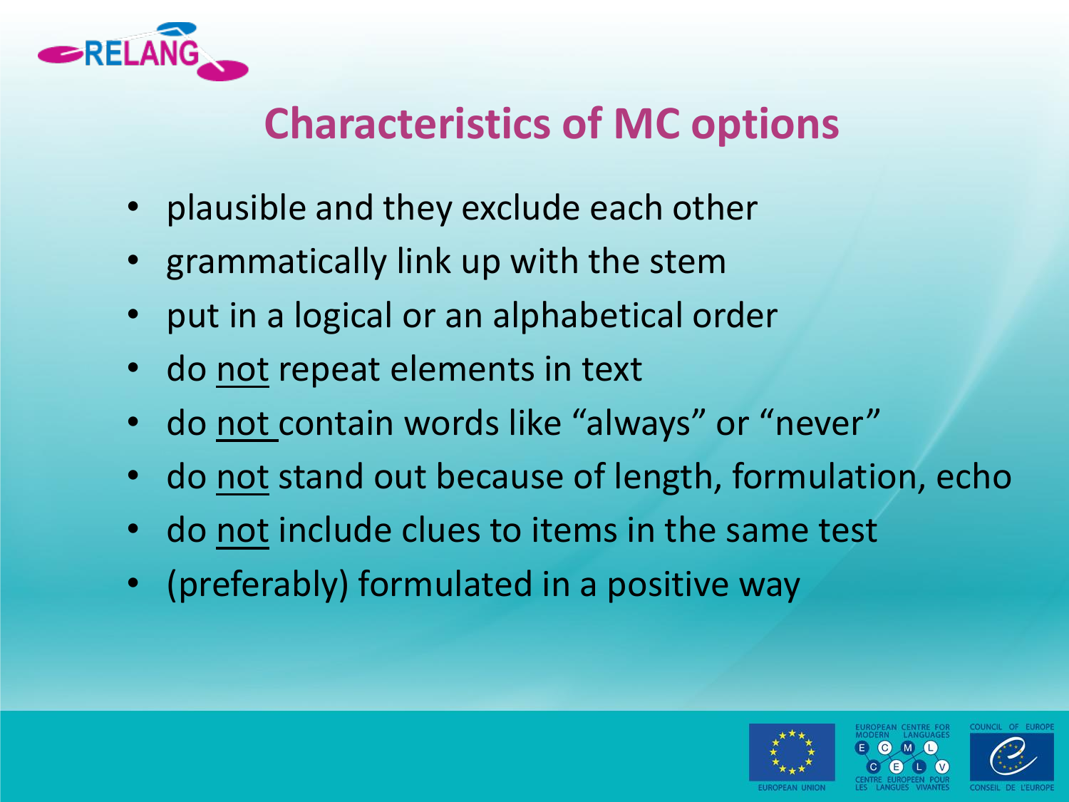## Characteristics of MC options

- plausible and they exclude each other
- grammatically link up with the stem
- put in a logical or an alphabetical order
- do <u>not</u> repeat elements in text
- do <u>not</u> contain words like "always" or "never"
- do <u>not</u> stand out because of length, formulation, echo
- do <u>not</u> include clues to items in the same test
- (preferably) formulated in a positive way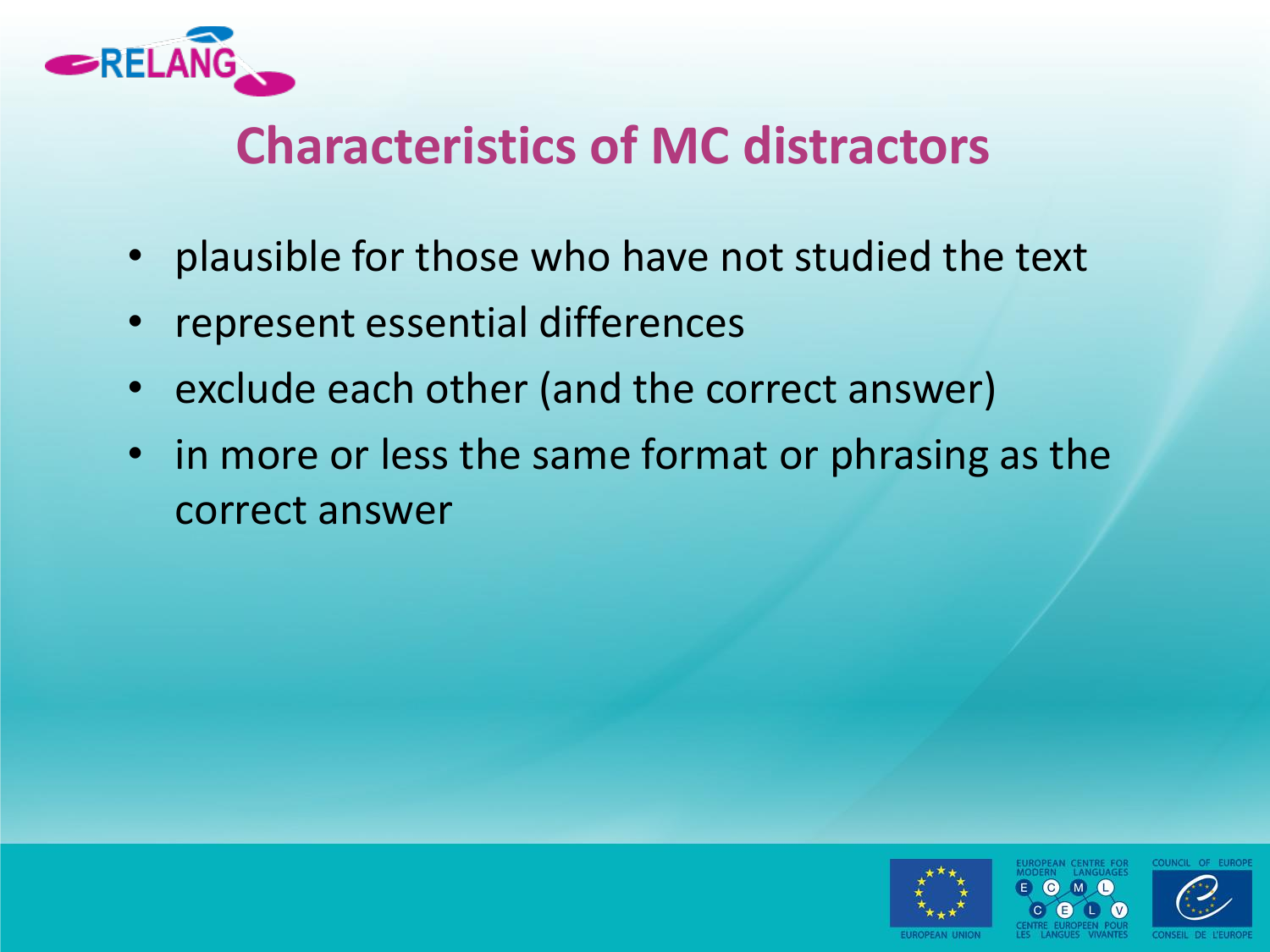## Characteristics of MC distractors

- plausible for those who have not studied the text
- represent essential differences
- exclude each other (and the correct answer)
- in more or less the same format or phrasing as the correct answer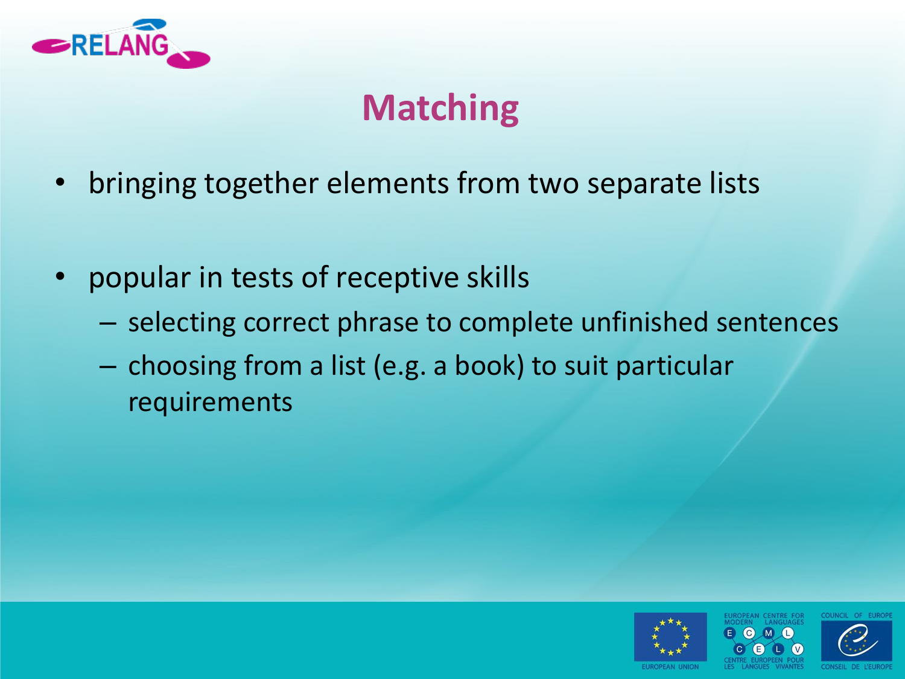# Matching

- bringing together elements from two separate lists
- popular in tests of receptive skills
  - selecting correct phrase to complete unfinished sentences
  - choosing from a list (e.g. a book) to suit particular requirements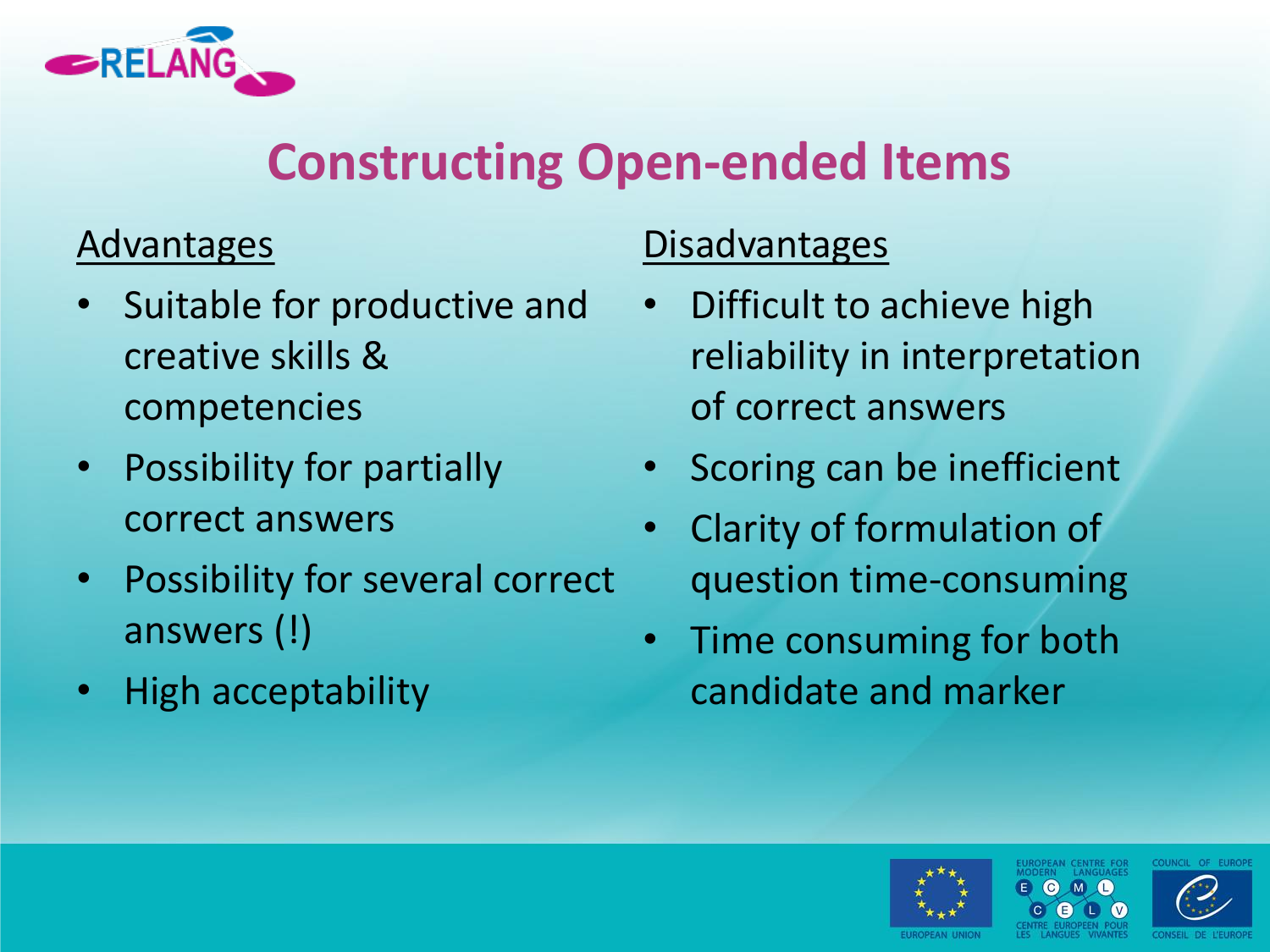# Constructing Open-ended Items

## Advantages

- Suitable for productive and creative skills & competencies
- Possibility for partially correct answers
- Possibility for several correct answers (!)
- High acceptability

## Disadvantages

- Difficult to achieve high reliability in interpretation of correct answers
- Scoring can be inefficient
- Clarity of formulation of question time-consuming
- Time consuming for both candidate and marker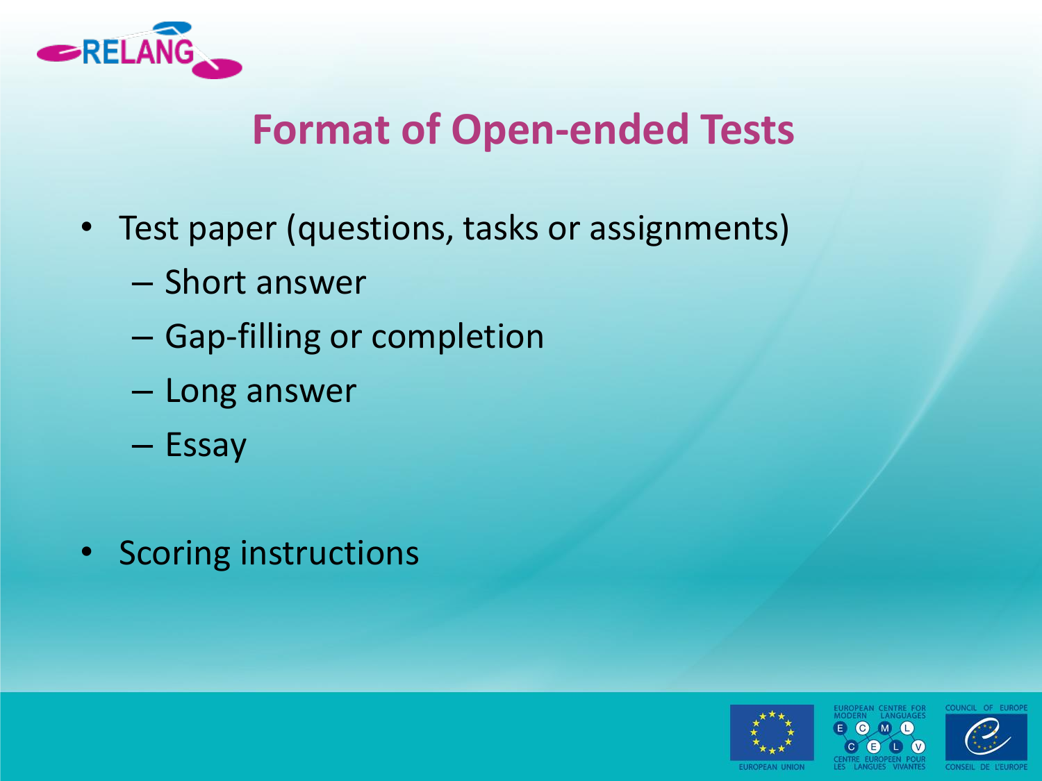# Format of Open-ended Tests

- Test paper (questions, tasks or assignments)
  - Short answer
  - Gap-filling or completion
  - Long answer
  - Essay

- Scoring instructions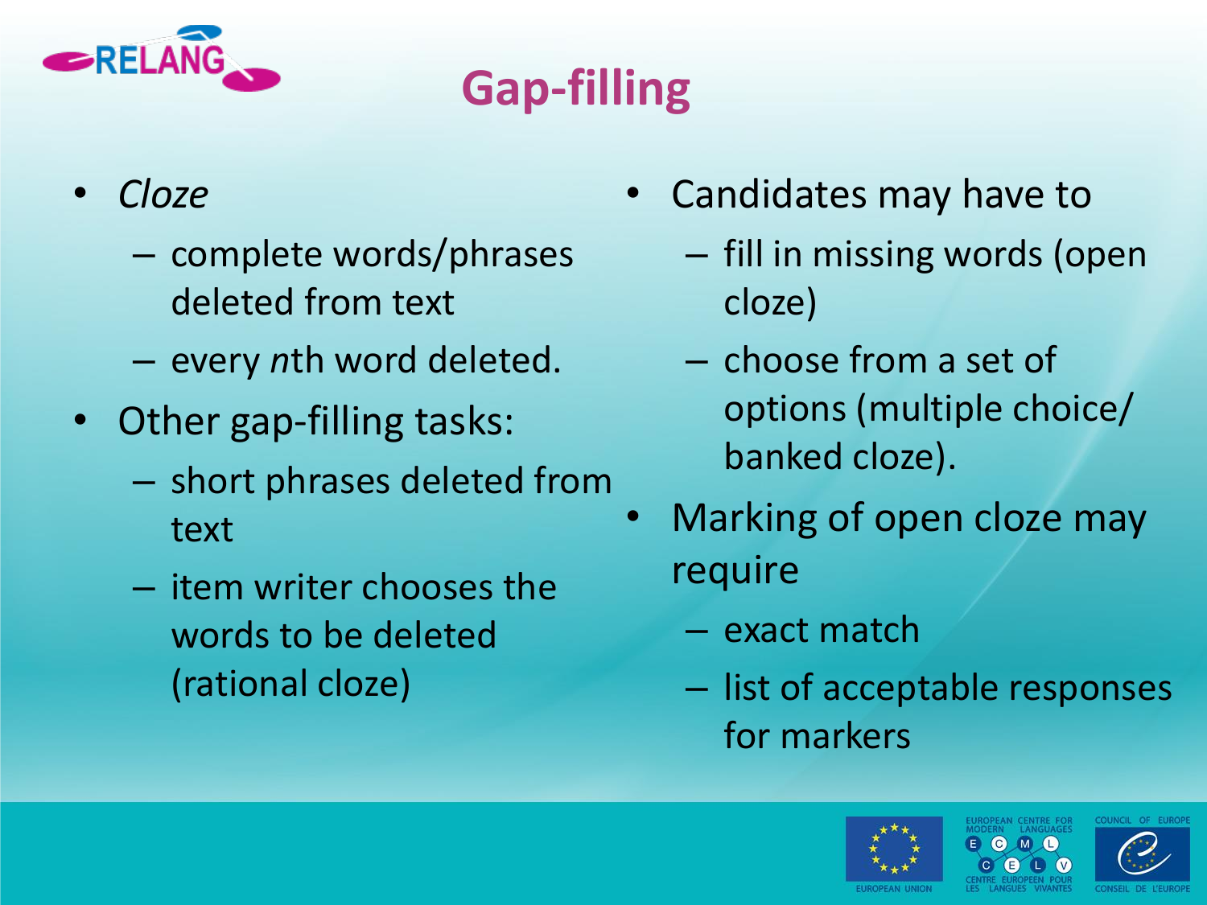# Gap-filling

- *Cloze*
  - complete words/phrases deleted from text
  - every *n*th word deleted.
- Other gap-filling tasks:
  - short phrases deleted from text
  - item writer chooses the words to be deleted (rational cloze)
- Candidates may have to
  - fill in missing words (open cloze)
  - choose from a set of options (multiple choice/ banked cloze).
- Marking of open cloze may require
  - exact match
  - list of acceptable responses for markers